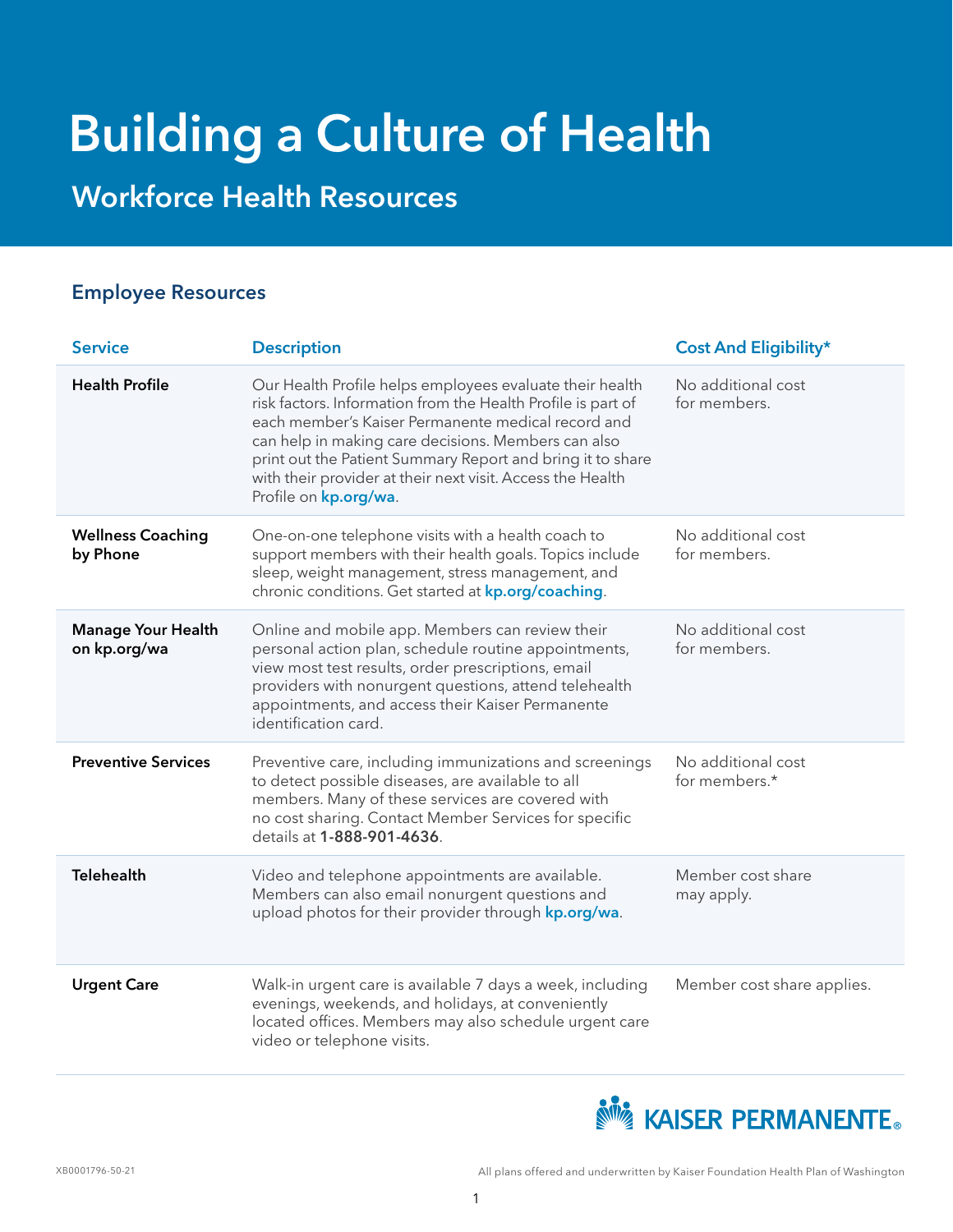# Building a Culture of Health

## Workforce Health Resources

### Employee Resources

| Service | Description | Cost And Eligibility* |
|---|---|---|
| **Health Profile** | Our Health Profile helps employees evaluate their health risk factors. Information from the Health Profile is part of each member's Kaiser Permanente medical record and can help in making care decisions. Members can also print out the Patient Summary Report and bring it to share with their provider at their next visit. Access the Health Profile on **kp.org/wa**. | No additional cost for members. |
| **Wellness Coaching by Phone** | One-on-one telephone visits with a health coach to support members with their health goals. Topics include sleep, weight management, stress management, and chronic conditions. Get started at **kp.org/coaching**. | No additional cost for members. |
| **Manage Your Health on kp.org/wa** | Online and mobile app. Members can review their personal action plan, schedule routine appointments, view most test results, order prescriptions, email providers with nonurgent questions, attend telehealth appointments, and access their Kaiser Permanente identification card. | No additional cost for members. |
| **Preventive Services** | Preventive care, including immunizations and screenings to detect possible diseases, are available to all members. Many of these services are covered with no cost sharing. Contact Member Services for specific details at **1-888-901-4636**. | No additional cost for members.* |
| **Telehealth** | Video and telephone appointments are available. Members can also email nonurgent questions and upload photos for their provider through **kp.org/wa**. | Member cost share may apply. |
| **Urgent Care** | Walk-in urgent care is available 7 days a week, including evenings, weekends, and holidays, at conveniently located offices. Members may also schedule urgent care video or telephone visits. | Member cost share applies. |

KAISER PERMANENTE®

XB0001796-50-21

All plans offered and underwritten by Kaiser Foundation Health Plan of Washington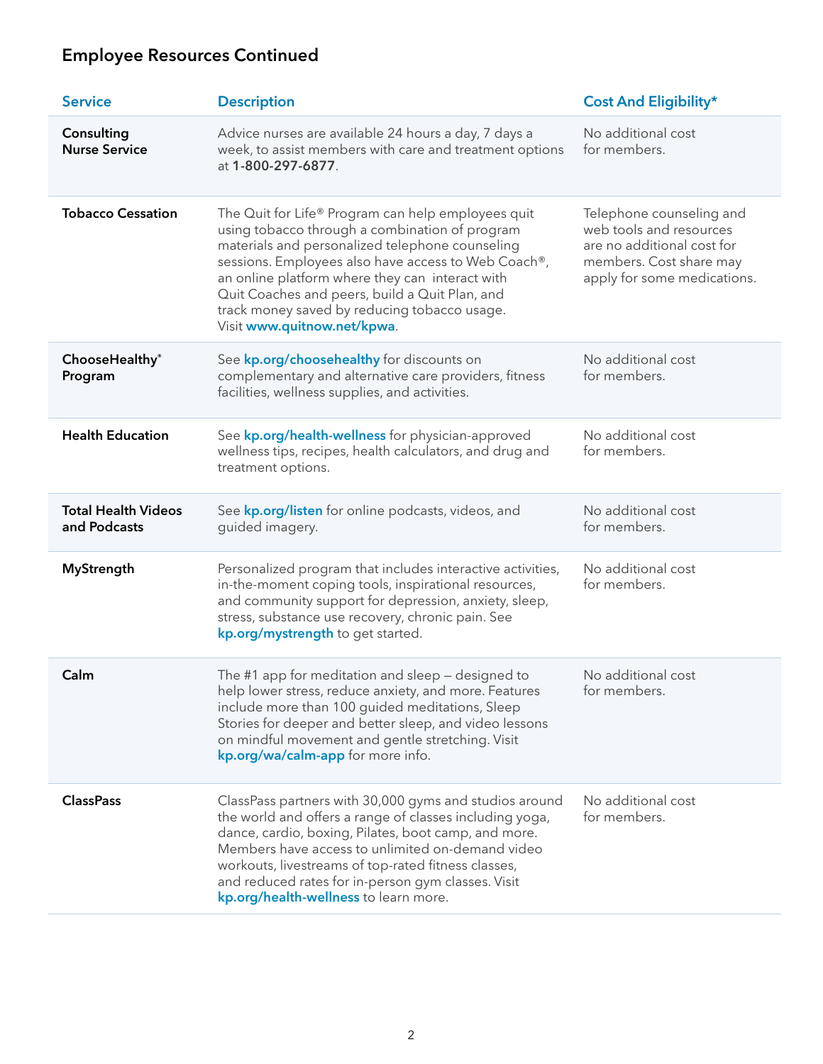## Employee Resources Continued

| Service | Description | Cost And Eligibility* |
|---|---|---|
| **Consulting Nurse Service** | Advice nurses are available 24 hours a day, 7 days a week, to assist members with care and treatment options at **1-800-297-6877**. | No additional cost for members. |
| **Tobacco Cessation** | The Quit for Life® Program can help employees quit using tobacco through a combination of program materials and personalized telephone counseling sessions. Employees also have access to Web Coach®, an online platform where they can interact with Quit Coaches and peers, build a Quit Plan, and track money saved by reducing tobacco usage. Visit **www.quitnow.net/kpwa**. | Telephone counseling and web tools and resources are no additional cost for members. Cost share may apply for some medications. |
| **ChooseHealthy® Program** | See **kp.org/choosehealthy** for discounts on complementary and alternative care providers, fitness facilities, wellness supplies, and activities. | No additional cost for members. |
| **Health Education** | See **kp.org/health-wellness** for physician-approved wellness tips, recipes, health calculators, and drug and treatment options. | No additional cost for members. |
| **Total Health Videos and Podcasts** | See **kp.org/listen** for online podcasts, videos, and guided imagery. | No additional cost for members. |
| **MyStrength** | Personalized program that includes interactive activities, in-the-moment coping tools, inspirational resources, and community support for depression, anxiety, sleep, stress, substance use recovery, chronic pain. See **kp.org/mystrength** to get started. | No additional cost for members. |
| **Calm** | The #1 app for meditation and sleep — designed to help lower stress, reduce anxiety, and more. Features include more than 100 guided meditations, Sleep Stories for deeper and better sleep, and video lessons on mindful movement and gentle stretching. Visit **kp.org/wa/calm-app** for more info. | No additional cost for members. |
| **ClassPass** | ClassPass partners with 30,000 gyms and studios around the world and offers a range of classes including yoga, dance, cardio, boxing, Pilates, boot camp, and more. Members have access to unlimited on-demand video workouts, livestreams of top-rated fitness classes, and reduced rates for in-person gym classes. Visit **kp.org/health-wellness** to learn more. | No additional cost for members. |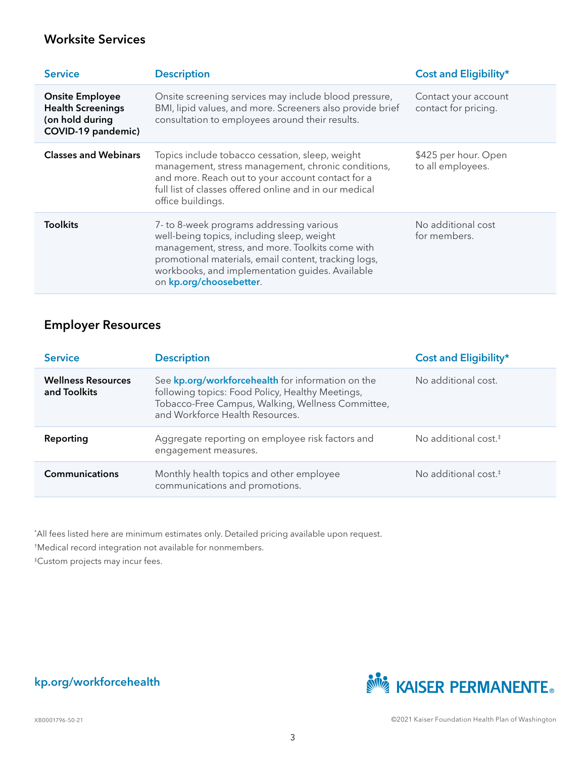## Worksite Services

| Service | Description | Cost and Eligibility* |
| --- | --- | --- |
| **Onsite Employee Health Screenings (on hold during COVID-19 pandemic)** | Onsite screening services may include blood pressure, BMI, lipid values, and more. Screeners also provide brief consultation to employees around their results. | Contact your account contact for pricing. |
| **Classes and Webinars** | Topics include tobacco cessation, sleep, weight management, stress management, chronic conditions, and more. Reach out to your account contact for a full list of classes offered online and in our medical office buildings. | $425 per hour. Open to all employees. |
| **Toolkits** | 7- to 8-week programs addressing various well-being topics, including sleep, weight management, stress, and more. Toolkits come with promotional materials, email content, tracking logs, workbooks, and implementation guides. Available on **kp.org/choosebetter**. | No additional cost for members. |

## Employer Resources

| Service | Description | Cost and Eligibility* |
| --- | --- | --- |
| **Wellness Resources and Toolkits** | See **kp.org/workforcehealth** for information on the following topics: Food Policy, Healthy Meetings, Tobacco-Free Campus, Walking, Wellness Committee, and Workforce Health Resources. | No additional cost. |
| **Reporting** | Aggregate reporting on employee risk factors and engagement measures. | No additional cost.‡ |
| **Communications** | Monthly health topics and other employee communications and promotions. | No additional cost.‡ |

*All fees listed here are minimum estimates only. Detailed pricing available upon request.

†Medical record integration not available for nonmembers.

‡Custom projects may incur fees.

**kp.org/workforcehealth**

KAISER PERMANENTE®

XB0001796-50-21

©2021 Kaiser Foundation Health Plan of Washington